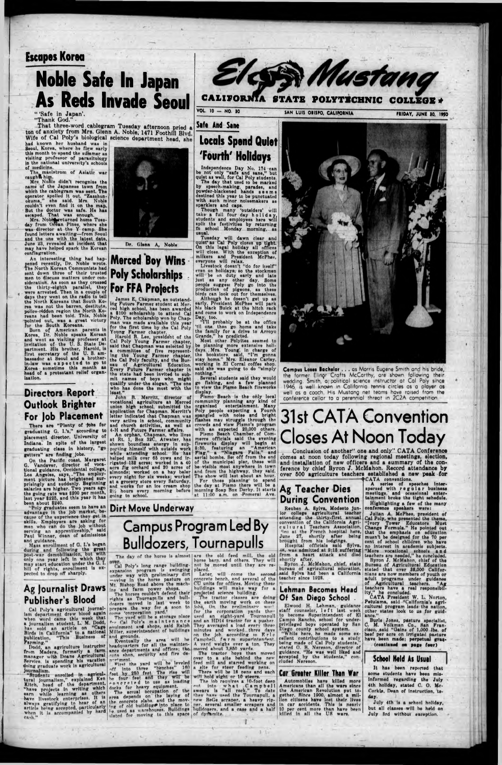# El Mustang

**CALIFORNIA STATE POLYTECHNIC COLLEGE**

VOL. 10 — NO. 30 — SAN LUIS OBISPO, CALIFORNIA — FRIDAY, JUNE 30, 1950

## Escapes Korea

# Noble Safe In Japan As Reds Invade Seoul

"'Safe in Japan'.
"Thank God."

That three-word cablegram Tuesday afternoon pried a ton of anxiety from Mrs. Glenn A. Noble, 1471 Foothill Blvd. Wife of Cal Poly's biological science department head, she had known her husband was in Seoul, Korea, where he flew early this month to spend the summer as visiting professor of parasitology in the national university's schools of medicine.

The maelstrom of Asiatic war caught him.

Mrs. Noble didn't recognize the name of the Japanese town from which the cablegram was sent. The operator spelled it out, "Zasshon-okuma," she said. Mrs. Noble couldn't even find it on the map. But the doctor was safe. He has escaped. That was enough.

Mrs. Noble returned home Tuesday from Ocean Pines, where she was director at the Y camp. She found letters awaiting—from Seoul and the one with the latest date, June 23, revealed an incident that may have helped spark the Korean conflagration.

An interesting thing had happened recently, Dr. Noble wrote. The North Korean Communists had sent down three of their trusted men to discuss matters under consideration. As soon as they crossed the thirty-eighth parallel, they were arrested. Then in a couple of days they went on the radio to tell the North Koreans that South Korea was not the barren, destitute, police-ridden region the North Koreans had been told. This, Noble pointed out, was a great victory for the South Koreans.

Born of American parents in Korea, Dr. Noble speaks Korean and went as visiting professor at invitation of the U. S. State Department. His brother, Harold, is first secretary of the U. S. ambassador at Seoul and a brother-in-law was expected to go to Korea sometime this month as head of a protestant relief organization.

Dr. Glenn A. Noble

## Directors Report Outlook Brighter For Job Placement

There are "Plenty of jobs for graduating G. I.'s," according to placement director, University of Indiana. In spite of the largest graduating class in history, "go getters" are finding jobs.

On the Pacific coast, Margaret G. Vandever, director of vocational guidance, Occidental college, Los Angeles, says, "The employment picture has brightened surprisingly and suddenly. Beginning salaries are higher. Two years ago the going rate was $200 per month, last year $225, and this year it has been about $240.

"Poly graduates seem to have an advantage in the job market, because of the experience they get in skills. Employers are asking for men who can do the job without serving an apprenticeship," said Paul Winner, dean of admissions and guidance.

Mass enrollment of G. I.'s began during and following the great post-war demobilization, but with only one year left in which they may start education under the G. I. bill of rights, enrollment is expected to drop off sharply.

## Ag Journalist Draws Publisher's Blood

Cal Poly's agricultural journalism department drew blood again when word came this week that a journalism student, L. M. Dodd, has sold an article on "Cage Birds in California" to a national publication, "This Business of Farming."

Dodd, an agriculture instructor from Madera, formerly a farm manager with Doane Agricultural Service, is spending his vacation doing graduate work in agricultural journalism.

"Students enrolled in agricultural journalism," explained Ken Kitch, head of the department, "have projects in writing which earn while learning as others have livestock enterprises. It is always gratifying to hear of an article being accepted, particularly when it is accompanied by hard cash."

## Merced Boy Wins Poly Scholarships For FFA Projects

James E. Chapman, an outstanding Future Farmer student at Merced high school, has been awarded a $100 scholarship to attend Cal Poly. The scholarship won by Chapman was made available this year for the first time by the Cal Poly Young Farmer chapter.

Harold B. Lee, president of the Cal Poly Young Farmer chapter, said that Chapman was selected by a committee of five representing the Young Farmer chapter, the Cal Poly faculty, and the Bureau of Agricultural Education. Every Future Farmer chapter in the state had been invited to submit names of boys who might qualify under the slogan, "The one who has done the most with the least."

John R. Merritt, director of vocational agriculture at Merced union high school, submitted the application for Chapman. Merritt's letter indicated that Chapman was very active in school, community and church activities, as well as 4-H and Future Farmer affairs.

An orphan, Chapman, who lives at Rt. 1, Box 32C, Atwater, has shown boundless energy in supporting himself with outside work while attending school. He has helped milk over 65 cows and irrigated 133 acres; worked in a 40 acre fig orchard and 20 acres of almonds; worked on a hay baler every night for six weeks; worked at a grocery store every Saturday, and works for an ice cream shop 2½ hours every morning before going to school.

## Safe And Sane

## Locals Spend Quiet 'Fourth' Holidays

Independence Day No. 174 can be not only "safe and sane," but quiet as well, for Cal Poly students.

The day that used to be marked by speech-making, parades, and powder-blackened hands seems destined this year to be punctuated with such minor noisemakers as sparklers and caps.

Though many 'outsiders' will take a full four day holiday, students and employees here will split the festivities by returning to school Monday morning, as usual.

Tuesday will dawn clear and quiet as Cal Poly closes up tight. On this legal holiday all offices will close. With the exception of milkers and President McPhee, everyone will relax.

Livestock doesn't "do for itself" even on holidays, so the stockmen will be on duty early and late just as any other day. Some people suggest Poly go into the production of pigeons, as these birds can look out for themselves.

Although he doesn't get up as early, President McPhee will park his black Buick at the hitch rack and come to work on Independence Day, too.

"I'll probably be at the office 'til one, then go home and take the family for a drive to Arroyo Grande," he predicted.

Most other Polyites seemed to be planning more extensive holidays. Mrs. Young, in charge of the bookstore, said, "I'm gonna stay home." Mrs. Eleanor Carley, working in El Corral coffee shop, said she was going to do "simply nothing."

Several students said they would go fishing, and a few planned to view the Pismo Beach fireworks display.

Pismo Beach is the only local community planning any kind of organized entertainment. Many Poly people expecting a Fourth spangled with noise and bright flashes may struggle through the crowds and view Pismo's program with an expected 20,000 others.

Pismo Beach Chamber of Commerce officials said the evening fireworks display will begin at 8:30, featuring an "American Flag," a "Niagara Falls," and aerial bombs. Set off from the end of the municipal pier, these will be visible most anywhere in town and from the highway, they said. The show will last about an hour.

For those planning to spend the day at Pismo there will be a morning Soap Box Derby. It starts at 11:00 a.m. on Pomeroi Ave.

## Dirt Move Underway

# Campus Program Led By Bulldozers, Tournapulls

The day of the horse is almost over.

Cal Poly's long range building-expansion program is swinging under way with preliminary dirt moving in the horse pasture on Mt. Bishop Road above the machine and farm power shops.

The horses couldn't defend their rights as Tournapulls and bulldozers moved in last week to prepare the way for a soon to come 'corporation yard.'

The yard will be a storage place for Cal Poly's maintenance equipment and shops, said Ralph Miller, superintendent of buildings and grounds.

Eventually the area will be headquarters for all the maintenance departments and offices; the auto shop, security and fire department.

First the yard will be leveled off into three "benches" 160 feet by 250 feet. The rise will be four feet and they will be concreted to use as loading docks for heavy equipment.

The actual occupation of the area depends on the laying of the concrete slabs, and the moving of old buildings into place to be used as warehouses. Buildings slated for moving to this space are the old feed mill, the old horse barn, and others. They will not be moved until they are replaced.

Later, will come the second concrete bench, and several of the CU units for offices. Moving these buildings will make way for a projected science building.

The tractor classes are doing the earth moving work on these jobs. On the preliminary work for the corporation yards they used an eight-yard Tournapull and an HD14 tractor for a pusher. They averaged a load every three minutes and worked three days on the job, according to Eric Campbell, farm superintendent. A yard weighs over a ton. They moved about 3,850 yards.

The tractor boys then moved over to a site behind the new feed mill and started working on a site for steer feeding pens. There will be 18 pens and each will hold eight or 10 steers.

The job requires a 10-foot deep cut into what Campbell swears is "all rock." To date they have used the Tournapull, a new Reo scraper, a heavy ripper, several smaller scrapers and bulldozers, and a case and a half of dynamite.

**Campus Loses Bachelor** . . . as Morris Eugene Smith and his bride, the former Elinor Crafts McCarthy, are shown following their wedding. Smith, a political science instructor at Cal Poly since 1946, is well known in California tennis circles as a player as well as a coach. His Mustang net teams have raised from the conference cellar to a perennial threat in 2C2A competition.

# 31st CATA Convention Closes At Noon Today

Conclusion of another" one and only" CATA Conference comes at noon today following regional meetings, election, and installation of new officers and a summary of the conference by chief Byron J. McMahon. Record attendance by over 500 agriculture teachers established a new peak for CATA conventions.

A series of speeches interspersed with regular business meetings, and occasional entertainment broke the tight schedule.

Highlighting a few of the many conference speakers were:

Julian A. McPhee, president of Cal Poly, who presented the theme, "Ivory Tower Educators Must Change Formula." He pointed out that the emphasis on education mustn't be designed for the 70 per cent of school children who have no interest in academic subjects. "More vocational schools and teachers are needed," he concluded.

Byron J. McMahon, chief of the Bureau of Agricultural Education stated that over 28,000 Californians are now members of youth or adult programs under guidance of Agricultural teachers. "Ag teachers have a real responsibility," he concluded.

CATA President W. L. Norton, Petaluma, said "California's agricultural program leads the nation, other states look to us for guidance."

Burle Jones, pasture specialist, C. M. Volkman Co., San Francisco, said "Gains of 1,000 lbs. of beef per acre on irrigated pasture have been made; perpetual grass- (continued on page four)

## Ag Teacher Dies During Convention

Reuben A. Sylva, Modesto junior college agricultural teacher attending the thirty-first annual convention of the California Agricultural Teachers Association, died at the French hospital here, June 27, shortly after being brought from his lodgings.

Hospital officials said Sylva, 48, was admitted at 9:15 suffering from a heart attack and died shortly after.

Byron J. McMahon, chief, state bureau of agricultural education, said Sylva had been a California teacher since 1928.

## Lehman Becomes Head Of San Diego School

Elwood H. Lehman, guidance staff counselor, left last week to become Superintendent of El Campo Rancho, school for underprivileged boys operated by San Diego county school system.

"While here, he made some excellent contributions to a study being made of Cal Poly students," stated O. R. Nereson, director of guidance. "He was well liked and accepted by the students," concluded Nereson.

## Car Greater Killer Than War

Automobiles have killed more Americans than all the wars since the American Revolution put together. Since 1900, almost a million citizens have lost their lives in car accidents. This is nearly 10 per cent more than have been killed in all the US wars.

## School Held As Usual

It has been reported that some students have been misinformed regarding the July 4th holiday, stated C. O. McCorkle, Dean of instruction, today.

July 4th is a school holiday, but all classes will be held on July 3rd without exception.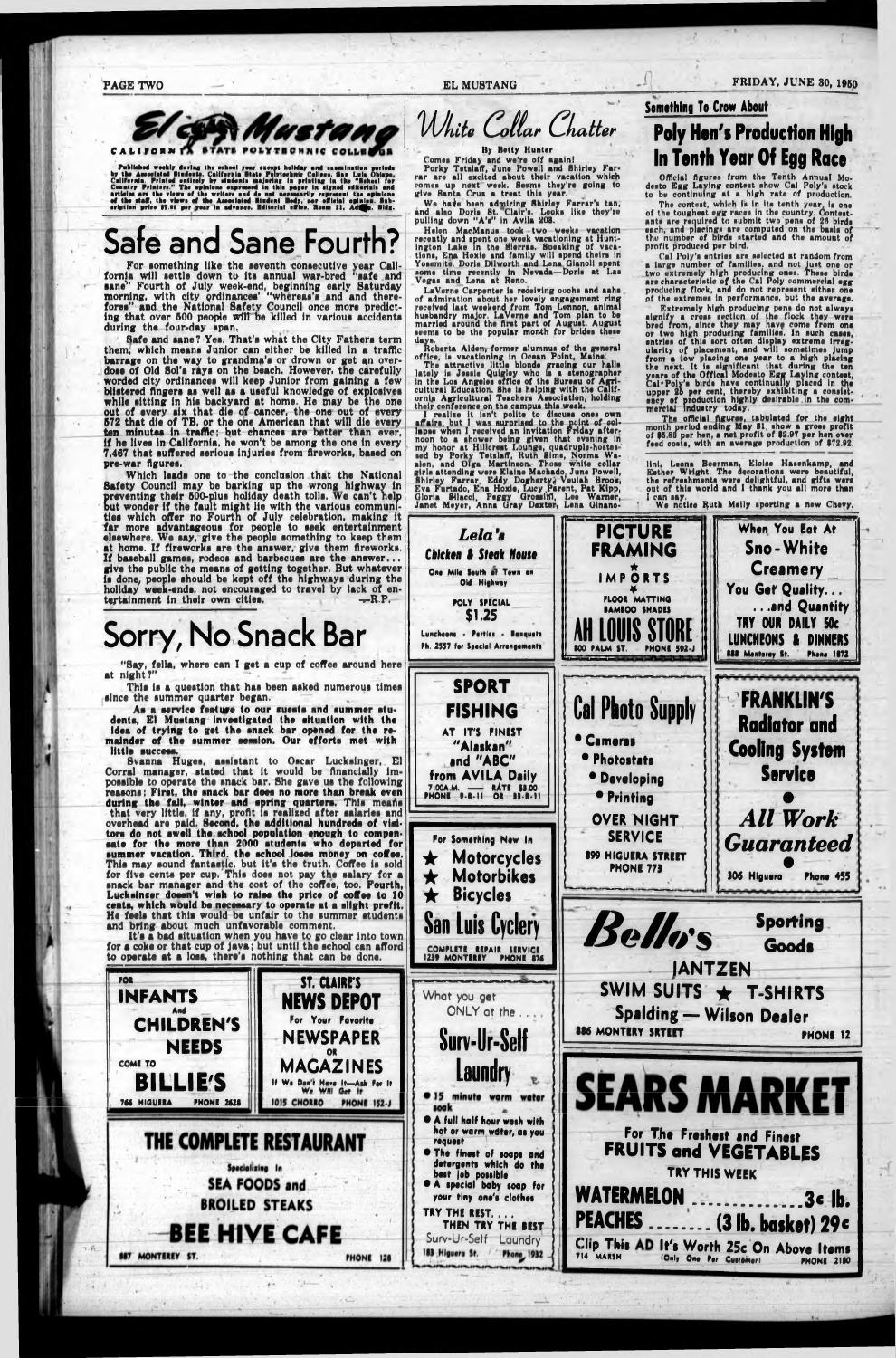# El Mustang

CALIFORNIA STATE POLYTECHNIC COLLEGE

Published weekly during the school year except holiday and examination periods by the Associated Students, California State Polytechnic College, San Luis Obispo, California. Printed entirely by students majoring in printing in the "School for Country Printers." The opinions expressed in this paper in signed editorials and articles are the views of the writers and do not necessarily represent the opinions of the staff, the views of the Associated Student Body, nor official opinion. Subscription price $2.00 per year in advance. Editorial office, Room 21, Adm. Bldg.

## Safe and Sane Fourth?

For something like the seventh consecutive year California will settle down to its annual war-bred "safe and sane" Fourth of July week-end, beginning early Saturday morning, with city ordinances' "whereas's and therefores" and the National Safety Council once more predicting that over 500 people will be killed in various accidents during the four-day span.

Safe and sane? Yes. That's what the City Fathers term them, which means Junior can either be killed in a traffic barrage on the way to grandma's or drown or get an overdose of Old Sol's rays on the beach. However, the carefully worded city ordinances will keep Junior from gaining a few blistered fingers as well as a useful knowledge of explosives while sitting in his backyard at home. He may be the one out of every six that die of cancer, the one out of every 572 that die of TB, or the one American that will die every ten minutes in traffic; but chances are better than ever, if he lives in California, he won't be among the one in every 7,467 that suffered serious injuries from fireworks, based on pre-war figures.

Which leads one to the conclusion that the National Safety Council may be barking up the wrong highway in preventing their 500-plus holiday death tolls. We can't help but wonder if the fault might lie with the various communities which offer no Fourth of July celebration, making it far more advantageous for people to seek entertainment elsewhere. We say, give the people something to keep them at home. If fireworks are the answer, give them fireworks. If baseball games, rodeos and barbecues are the answer... give the public the means of getting together. But whatever is done, people should be kept off the highways during the holiday week-ends, not encouraged to travel by lack of entertainment in their own cities. —R.P.

## Sorry, No Snack Bar

"Say, fella, where can I get a cup of coffee around here at night?"

This is a question that has been asked numerous times since the summer quarter began.

As a service feature to our guests and summer students, El Mustang investigated the situation with the idea of trying to get the snack bar opened for the remainder of the summer session. Our efforts met with little success.

Svanna Huges, assistant to Oscar Lucksinger, El Corral manager, stated that it would be financially impossible to operate the snack bar. She gave us the following reasons: First, the snack bar does no more than break even during the fall, winter and spring quarters. This means that very little, if any, profit is realized after salaries and overhead are paid. Second, the additional hundreds of visitors do not swell the school population enough to compensate for the more than 2000 students who departed for summer vacation. Third, the school loses money on coffee. This may sound fantastic, but it's the truth. Coffee is sold for five cents per cup. This does not pay the salary for a snack bar manager and the cost of the coffee, too. Fourth, Lucksinger doesn't wish to raise the price of coffee to 10 cents, which would be necessary to operate at a slight profit. He feels that this would be unfair to the summer students and bring about much unfavorable comment.

It's a bad situation when you have to go clear into town for a coke or that cup of java; but until the school can afford to operate at a loss, there's nothing that can be done.

## White Collar Chatter

By Betty Hunter

Comes Friday and we're off again!

Porky Tetslaff, June Powell and Shirley Farrar are all excited about their vacation which comes up next week. Seems they're going to give Santa Cruz a treat this year.

We have been admiring Shirley Farrar's tan, and also Doris St. Clair's. Looks like they're pulling down "A's" in Avila 208.

Helen MacManus took two weeks vacation recently and spent one week vacationing at Huntington Lake in the Sierras. Speaking of vacations, Ena Hoxie and family will spend theirs in Yosemite. Doris Dilworth and Lena Gianoli spent some time recently in Nevada—Doris at Las Vegas and Lena at Reno.

LaVerne Carpenter is receiving oochs and aahs of admiration about her lovely engagement ring received last weekend from Tom Lennon, animal husbandry major. LaVerne and Tom plan to be married around the first part of August. August seems to be the popular month for brides these days.

Roberta Alden, former alumnus of the general office, is vacationing in Ocean Point, Maine.

The attractive little blonde gracing our halls lately is Jessie Quigley who is a stenographer in the Los Angeles office of the Bureau of Agricultural Education. She is helping with the California Agricultural Teachers Association, holding their conference on the campus this week.

I realize it isn't polite to discuss ones own affairs, but I was surprised to the point of collapse when I received an invitation Friday afternoon to a shower being given that evening in my honor at Hillcrest Lounge, quadruple-hostessed by Porky Tetslaff, Ruth Sims, Norma Wealen, and Olga Martinson. Those white collar girls attending were Elaine Machado, June Powell, Shirley Farrar, Eddy Dagherty, Veulah Brook, Eva Furtado, Ena Hoxie, Lucy Parent, Pat Kipp, Gloria Bilacci, Peggy Grossini, Lee Warner, Janet Meyer, Anna Gray Dexter, Lena Gianolini, Leona Boerman, Eloise Hasenkamp, and Esther Wright. The decorations were beautiful, the refreshments were delightful, and gifts were out of this world and I thank you all more than I can say.

We notice Ruth Melly sporting a new Chevy.

### Something To Crow About

## Poly Hen's Production High In Tenth Year Of Egg Race

Official figures from the Tenth Annual Modesto Egg Laying contest show Cal Poly's stock to be continuing at a high rate of production.

The contest, which is in its tenth year, is one of the toughest egg races in the country. Contestants are required to submit two pens of 26 birds each, and placings are computed on the basis of the number of birds started and the amount of profit produced per bird.

Cal Poly's entries are selected at random from a large number of families, and not just one or two extremely high producing ones. These birds are characteristic of the Cal Poly commercial egg producing flock, and do not represent either one of the extremes in performance, but the average.

Extremely high producing pens do not always signify a cross section of the flock they were bred from, since they may have come from one or two high producing families. In such cases, entries of this sort often display extreme irregularity of placement, and will sometimes jump from a low placing one year to a high placing the next. It is significant that during the ten years of the Offical Modesto Egg Laying contest, Cal-Poly's birds have continually placed in the upper 25 per cent, thereby exhibiting a consistency of production highly desirable in the commercial industry today.

The official figures, tabulated for the eight month period ending May 31, show a gross profit of $5.83 per hen, a net profit of $2.97 per hen over feed costs, with an average production of $72.92.

---

**Lela's Chicken & Steak House** — One Mile South of Town on Old Highway — POLY SPECIAL $1.25 — Luncheons • Parties • Banquets — Ph. 2557 for Special Arrangements

**PICTURE FRAMING** ★ IMPORTS ★ FLOOR MATTING BAMBOO SHADES — **AH LOUIS STORE** — 800 PALM ST. PHONE 592-J

**When You Eat At Sno-White Creamery** — You Get Quality... ...and Quantity — TRY OUR DAILY 50c LUNCHEONS & DINNERS — 888 Monterey St. Phone 1872

**SPORT FISHING** AT IT'S FINEST — "Alaskan" and "ABC" from AVILA Daily — 7:00 A.M. — RATE $3.00 — PHONE 9-R-11 OR 33-R-11

**Cal Photo Supply** — • Cameras • Photostats • Developing • Printing — OVER NIGHT SERVICE — 899 HIGUERA STREET PHONE 773

**FRANKLIN'S Radiator and Cooling System Service** — *All Work Guaranteed* — 306 Higuera Phone 455

For Something New In ★ Motorcycles ★ Motorbikes ★ Bicycles — **San Luis Cyclery** — COMPLETE REPAIR SERVICE 1239 MONTEREY PHONE 876

**Bello's Sporting Goods** — JANTZEN SWIM SUITS ★ T-SHIRTS — Spalding — Wilson Dealer — 886 MONTERY SRTEET PHONE 12

What you get ONLY at the.... **Surv-Ur-Self Laundry** — • 15 minute warm water soak • A full half hour wash with hot or warm water, as you request • The finest of soaps and detergents which do the best job possible • A special baby soap for your tiny one's clothes — TRY THE REST.... THEN TRY THE BEST — Surv-Ur-Self Laundry 183 Higuera St. Phone 1932

**SEARS MARKET** — For The Freshest and Finest FRUITS and VEGETABLES — TRY THIS WEEK — WATERMELON ............ 3c lb. — PEACHES ........ (3 lb. basket) 29c — Clip This AD It's Worth 25c On Above Items — 714 MARSH (Only One Per Customer) PHONE 2180

FOR INFANTS And CHILDREN'S NEEDS COME TO **BILLIE'S** — 766 HIGUERA PHONE 2628

**ST. CLAIRE'S NEWS DEPOT** — For Your Favorite NEWSPAPER OR MAGAZINES — If We Don't Have It—Ask For It We Will Get It — 1015 CHORRO PHONE 152-J

**THE COMPLETE RESTAURANT** — Specializing In SEA FOODS and BROILED STEAKS — **BEE HIVE CAFE** — 887 MONTEREY ST. PHONE 128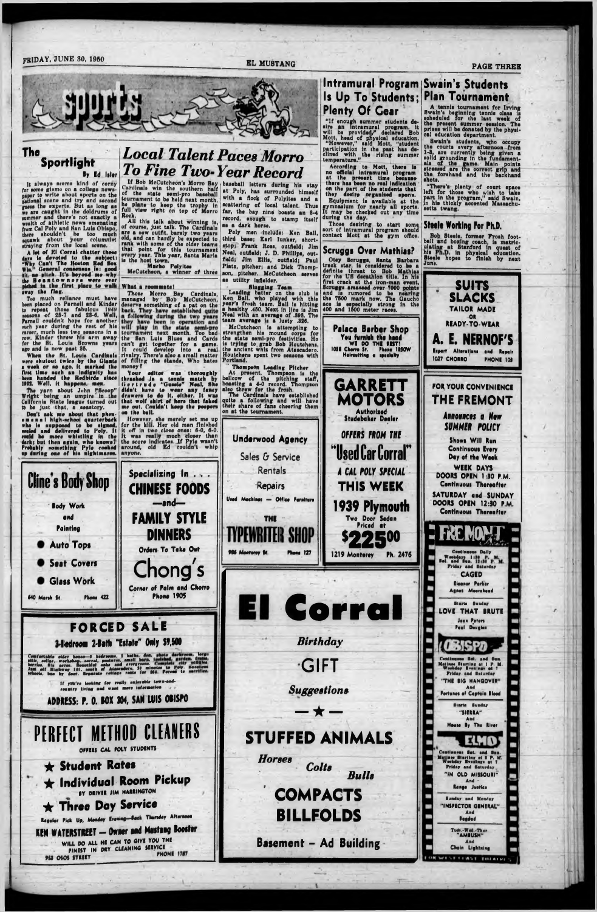# sports

## The Sportlight

**By Ed Isler**

It always seems kind of corny for some gizmo on a college newspaper to write about sports on the national scene and try and second guess the experts. But as long as we are caught in the doldrums of summer and there's not exactly a wealth of athletic news emanating from Cal Poly and San Luis Obispo, there shouldn't be too much squawk about your columnist straying from the local scene.

A lot of El Corral chatter these days is devoted to the subject: "Why Can't The Boston Red Sox Win." General consensus is: good all, no pitch. It's beyond me why the Beantowners were ever picked in the first place to walk away the flag.

Too much reliance must have been placed on Parnell and Kinder to repeat those fabulous 1949 seasons of 25-7 and 23-6. Well, Parnell couldn't hope for another such year during the rest of his career, much less two seasons in a row. Kinder threw his arm away for the St. Louis Browns years ago and is now past 35.

When the St. Louis Cardinals were shutout twice by the Giants a week or so ago, it marked the first time such an indignity has been handed the Redbirds since 1932. Well, it happens, men.

The yarn about John "Scoop" Wright being an umpire in the California State league turned out to be just that, a seastory.

Don't ask me about that phenomenal high-school quarterback who is supposed to be signed, sealed and delivered to Poly. It could be more whistling in the dark; but then again, who knows? Probably something Pyle cooked up during one of his nightmares.

## Local Talent Paces Morro To Fine Two-Year Record

If Bob McCutcheon's Morro Bay Cardinals win the southern half of the state semi-pro baseball tournament to be held next month, he plans to keep the trophy in full view right on top of Morro Rock.

All this talk about winning is, of course, just talk. The Cardinals are a new outfit, barely two years old, and can hardly be expected to rank with some of the older teams that point for this tournament every year. This year, Santa Maria is the host town.

**Mucho Polyites**

McCutcheon, a winner of three baseball letters during his stay at Poly, has surrounded himself with a flock of Polyites and a scattering of local talent. Thus far, the bay nine boasts an 8-4 record, enough to stamp itself as a dark horse.

Poly men include: Ken Ball, third base; Earl Iunker, shortstop; Frank Ross, outfield; Jim Neal, outfield; J. D. Phillips, outfield; Jim Ellis, outfield; Paul Platz, pitcher; and Dick Thompson, pitcher. McCutcheon serves as utility infielder.

**Slugging Team**

Leading batter on the club is Ken Ball, who played with this year's frosh team. Ball is hitting a healthy .450. Next in line is Jim Neal with an average of .393. The team average is a lusty .326.

McCutcheon is attempting to strengthen his mound corps for the state semi-pro festivities. He is trying to grab Bob Houtchens, the ancient whiz from Atascadero. Houtchens spent two seasons with Portland.

**Thompson Leading Pitcher**

At present, Thompson is the bellcow of the pitching staff, boasting a 4-0 record. Thompson also threw for the frosh.

The Cardinals have established quite a following and will have their share of fans cheering them on at the tournament.

**What a roommate!**

Those Morro Bay Cardinals, managed by Bob McCutcheon, deserve something of a pat on the back. They have established quite a following during the two years they have been in operation and will play in the state semi-pro tournament next month. Too bad the San Luis Blues and Cards can't get together for a game. It could develop into a real rivalry. There's also a small matter of filling the stands. Who hates money?

Your editor was thoroughly thrashed in a tennis match by Gertrude "Gussie" Neal. She didn't have to wear any fancy drawers to do it, either. It was that wolf shirt of hers that faked me out. Couldn't keep the peepers on the ball.

However, she merely set me up for the kill. Her old man finished it off in two close ones: 6-0, 6-0. It was really much closer than the score indicates. If Pyle wasn't around, old Ed couldn't whip anyone.

## Intramural Program Is Up To Students; Plenty Of Gear

"If enough summer students desire an intramural program, it will be provided," declared Bob Mott, head of physical education.

"However," said Mott, "student participation in the past has declined with the rising summer temperature."

According to Mott, there is no official intramural program at the present time because there has been no real indication on the part of the students that they desire organized sports.

Equipment is available at the gymnasium for nearly all sports. It may be checked out any time during the day.

Those desiring to start some sort of intramural program should contact Mott at the gym office.

## Scruggs Over Mathias?

Otey Scruggs, Santa Barbara track star, is considered to be a definite threat to Bob Mathias for the US decathlon title. In his first crack at the iron-man event, Scruggs amassed over 7000 points and is rumored to be nearing the 7500 mark now. The Gaucho ace is especially strong in the 400 and 1500 meter races.

## Swain's Students Plan Tournament

A tennis tournament for Irving Swain's beginning tennis class is scheduled for the last week of the present summer session. The prizes will be donated by the physical education department.

Swain's students, who occupy the courts every afternoon from 1-3, are currently being given a solid grounding in the fundamentals of the game. Main points stressed are the correct grip and the forehand and the backhand shots.

"There's plenty of court space left for those who wish to take part in the program," said Swain, in his thickly accented Massachusetts twang.

## Steele Working For Ph.D.

Bob Steele, former Frosh football and boxing coach, is matriculating at Stanford in quest of his Ph.D. in physical education. Steele hopes to finish by next June.

---

**Cline's Body Shop**

Body Work and Painting

- Auto Tops
- Seat Covers
- Glass Work

640 Marsh St. Phone 422

---

Specializing In . . .

**CHINESE FOODS —and— FAMILY STYLE DINNERS**

Orders To Take Out

**Chong's**

Corner of Palm and Chorro Phone 1905

---

**FORCED SALE**

3-Bedroom 2-Bath "Estate" Only $9,500

Comfortable older house—5 bedrooms, 2 baths, den, photo darkroom, large attic, cellar, workshop, corral, pasture, small barn, isolated, garden, fruits, berries. Six acres. Beautiful oaks and evergreens. Complete city utilities. Just off Highway 101, south of Atascadero. 20 minutes to Poly. Excellent schools, bus by door. Separate cottage rents for $55. Forced to sacrifice.

If you're looking for really enjoyable town-and-country living and want more information . . .

ADDRESS: P. O. BOX 304, SAN LUIS OBISPO

---

**PERFECT METHOD CLEANERS**

OFFERS CAL POLY STUDENTS

- ★ Student Rates
- ★ Individual Room Pickup BY DRIVER JIM HARRINGTON
- ★ Three Day Service

Regular Pick Up, Monday Evening—Back Thursday Afternoon

KEN WATERSTREET — Owner and Mustang Booster

WILL DO ALL HE CAN TO GIVE YOU THE FINEST IN DRY CLEANING SERVICE

953 OSOS STREET PHONE 1787

---

**Underwood Agency**

Sales & Service

Rentals

Repairs

Used Machines — Office Furniture

**THE TYPEWRITER SHOP**

986 Monterey St. Phone 127

---

**Palace Barber Shop**

You furnish the head WE DO THE REST!

1038 Chorro St. Phone 1850W

Haircutting a specialty

---

**GARRETT MOTORS**

Authorized Studebaker Dealer

OFFERS FROM THE **"Used Car Corral"**

A CAL POLY SPECIAL THIS WEEK

**1939 Plymouth**

Two Door Sedan Priced at

**$225.00**

1219 Monterey Ph. 2476

---

**El Corral**

*Birthday* GIFT *Suggestions*

— ★ —

**STUFFED ANIMALS**

*Horses Colts Bulls*

**COMPACTS BILLFOLDS**

Basement — Ad Building

---

**SUITS SLACKS**

TAILOR MADE OR READY-TO-WEAR

**A. E. NERNOF'S**

Expert Alterations and Repair

1027 CHORRO PHONE 108

---

FOR YOUR CONVENIENCE

**THE FREMONT**

*Announces a New SUMMER POLICY*

Shows Will Run Continuous Every Day of the Week

WEEK DAYS DOORS OPEN 1:30 P.M. Continuous Thereafter

SATURDAY and SUNDAY DOORS OPEN 12:30 P.M. Continuous Thereafter

---

**FREMONT**

Continuous Daily

Weekdays 1:30 P. M.

Sat. and Sun. 12:30 P. M.

Friday and Saturday

CAGED

Eleanor Parker

Agnes Moorehead

Starts Sunday

LOVE THAT BRUTE

Jean Peters

Paul Douglas

**OBISPO**

Continuous Sat. and Sun. Matinee Starting at 1 P. M. Weekday Evenings at 7

Friday and Saturday

"THE BIG HANGOVER"

And

Fortunes of Captain Blood

Starts Sunday

"SIERRA"

And

House By The River

**ELMO**

Continuous Sat. and Sun. Matinee Starting at 1 P. M. Weekday Evenings at 7

Friday and Saturday

"IN OLD MISSOURI"

And

Range Justice

Sunday and Monday

"INSPECTOR GENERAL"

And

Bagdad

Tues.-Wed.-Thur.

"AMBUSH"

And

Chain Lightning

FOX WEST COAST THEATRES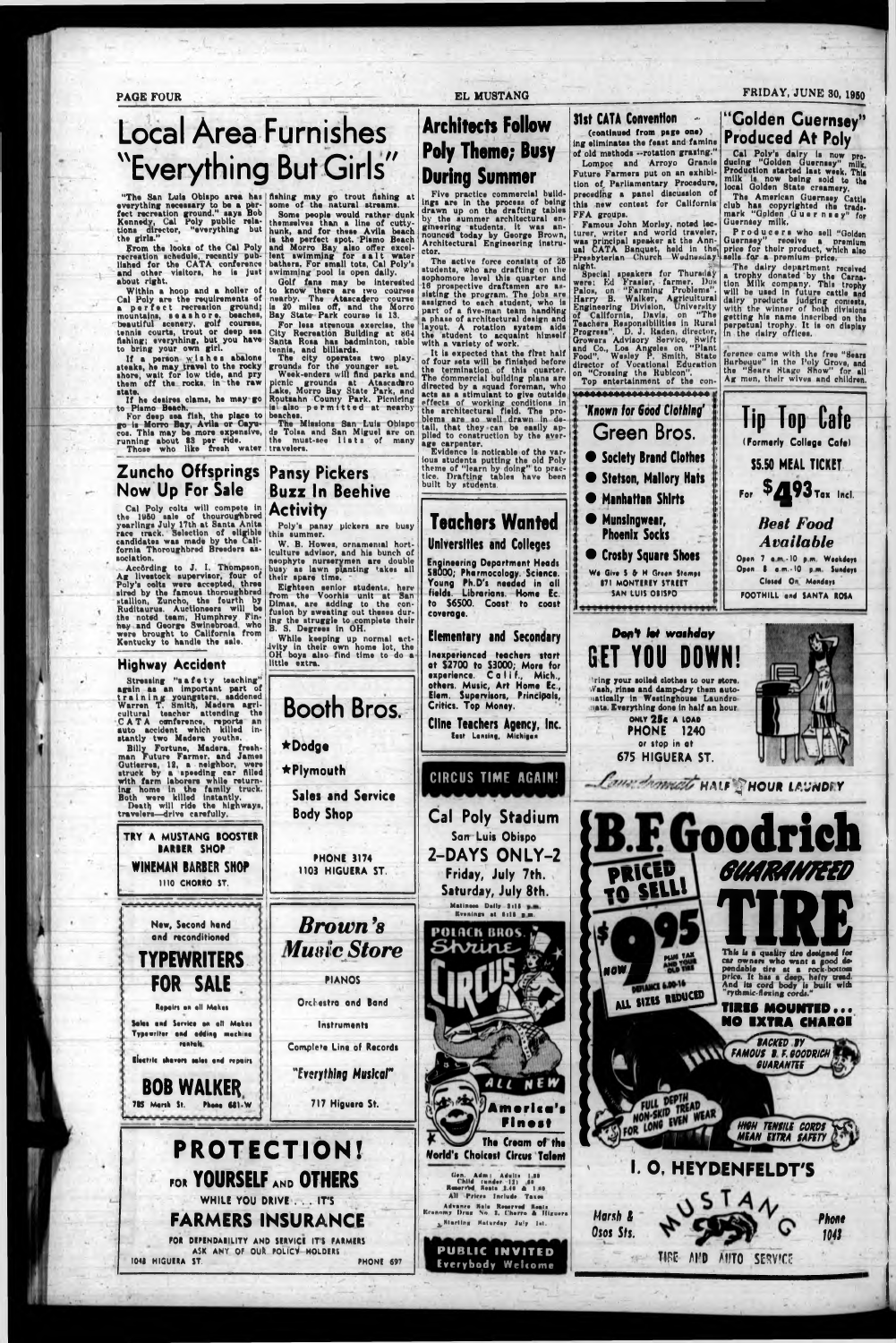# Local Area Furnishes "Everything But Girls"

"The San Luis Obispo area has everything necessary to be a perfect recreation ground," says Bob Kennedy, Cal Poly public relations director, "everything but the girls."

From the looks of the Cal Poly recreation schedule, recently published for the CATA conference and other visitors, he is just about right.

Within a hoop and a holler of Cal Poly are the requirements of a perfect recreation ground; mountains, seashore, beaches, beautiful scenery, golf courses, tennis courts, trout or deep sea fishing; everything, but you have to bring your own girl.

If a person wishes abalone steaks, he may travel to the rocky shore, wait for low tide, and pry them off the rocks, in the raw state.

If he desires clams, he may go to Pismo Beach.

For deep sea fish, the place to go is Morro Bay, Avila or Cayucos. This may be more expensive, running about $3 per ride.

Those who like fresh water fishing may go trout fishing at some of the natural streams.

Some people would rather dunk themselves than a line of cuttyhunk, and for these Avila beach is the perfect spot. Pismo Beach and Morro Bay also offer excellent swimming for salt water bathers. For small tots, Cal Poly's swimming pool is open daily.

Golf fans may be interested to know there are two courses nearby. The Atascadero course is 20 miles off, and the Morro Bay State Park course is 13.

For less strenuous exercise, the City Recreation Building at 864 Santa Rosa has badminton, table tennis, and billiards.

The city operates two playgrounds for the younger set.

Week-enders will find parks and picnic grounds at Atascadero Lake, Morro Bay State Park, and Ruthman County Park. Picnicing is also permitted at nearby beaches.

The Missions San Luis Obispo de Tolsa and San Miguel are on the must-see lists of many travelers.

# Architects Follow Poly Theme; Busy During Summer

Five practice commercial buildings are in the process of being drawn up on the drafting tables by the summer architectural engineering students. It was announced today by George Brown, Architectural Engineering instructor.

The active force consists of 25 students, who are drafting on the sophomore level this quarter and 16 prospective draftsmen are assisting the program. The jobs are assigned to each student, who is part of a five-man team handling a phase of architectural design and layout. A rotation system aids the student to acquaint himself with a variety of work.

It is expected that the first half of four sets will be finished before the termination of this quarter. The commercial building plans are directed by a squad foreman, who acts as a stimulant to give outside effects of working conditions in the architectural field. The problems are so well drawn in detail, that they can be easily applied to construction by the average carpenter.

Evidence is noticable of the various students putting the old Poly theme of "learn by doing" to practice. Drafting tables have been built by students.

## 31st CATA Convention

(continued from page one)

ing eliminates the feast and famine of old methods --rotation grazing."

Lompoc and Arroyo Grande Future Farmers put on an exhibition of Parliamentary Procedure, preceding a panel discussion of this new contest for California FFA groups.

Famous John Morley, noted lecturer, writer and world traveler, was principal speaker at the Annual CATA Banquet, held in the Presbyterian Church Wednesday night.

Special speakers for Thursday were: Ed Frasier, farmer, Dos Palos, on "Farming Problems"; Harry B. Walker, Agricultural Engineering Division, University of California, Davis, on "The Teachers Responsibilities in Rural Progress". D. J. Raden, director, Growers Advisory Service, Swift and Co., Los Angeles on "Plant Food", Wesley P. Smith, State director of Vocational Education on "Crossing the Rubicon".

Top entertainment of the conference came with the free "Sears Barbeque" in the Poly Grove, and the "Sears Stage Show" for all Ag men, their wives and children.

# "Golden Guernsey" Produced At Poly

Cal Poly's dairy is now producing "Golden Guernsey" milk. Production started last week. This milk is now being sold to the local Golden State creamery.

The American Guernsey Cattle club has copyrighted the trademark "Golden Guernsey" for Guernsey milk.

Producers who sell "Golden Guernsey" receive a premium price for their product, which also sells for a premium price.

The dairy department received a trophy donated by the Carnation Milk company. This trophy will be used in future cattle and dairy products judging contests, with the winner of both divisions getting his name inscribed on the perpetual trophy. It is on display in the dairy offices.

## Zuncho Offsprings Now Up For Sale

Cal Poly colts will compete in the 1950 sale of thouroughbred yearlings July 17th at Santa Anita race track. Selection of eligible candidates was made by the California Thoroughbred Breeders association.

According to J. I. Thompson, Ag livestock supervisor, four of Poly's colts were accepted, three sired by the famous thoroughbred stallion, Zuncho, the fourth by Ruditaurus. Auctioneers will be the noted team, Humphrey Finney and George Swinebroad, who were brought to California from Kentucky to handle the sale.

## Pansy Pickers Buzz In Beehive Activity

Poly's pansy pickers are busy this summer.

W. B. Howes, ornamental horticulture advisor, and his bunch of neophyte nurserymen are double busy as lawn planting takes all their spare time.

Eighteen senior students, here from the Voorhis unit at San Dimas, are adding to the confusion by sweating out theses during the struggle to complete their B. S. Degrees in OH.

While keeping up normal activity in their own home lot, the OH boys also find time to do a little extra.

## Highway Accident

Stressing "safety teaching" again as an important part of training program, saddened Warren T. Smith, Madera agricultural teacher attending the CATA conference, reports an auto accident which killed instantly two Madera youths.

Billy Fortune, Madera, freshman Future Farmer, and James Gutierrez, 12, a neighbor, were struck by a speeding car filled with farm laborers while returning home in the family truck. Both were killed instantly.

Death will ride the highways, travelers—drive carefully.

---

TRY A MUSTANG BOOSTER BARBER SHOP

**WINEMAN BARBER SHOP**

1110 CHORRO ST.

---

New, Second hand and reconditioned

**TYPEWRITERS FOR SALE**

Repairs on all Makes

Sales and Service on all Makes Typewriter and adding machine rentals.

Electric shavers sales and repairs

**BOB WALKER**

785 Marsh St. Phone 681-W

---

**Booth Bros.**

★Dodge

★Plymouth

Sales and Service

Body Shop

PHONE 3174

1103 HIGUERA ST.

---

***Brown's Music Store***

PIANOS

Orchestra and Band Instruments

Complete Line of Records

*"Everything Musical"*

717 Higuera St.

---

**PROTECTION! FOR YOURSELF AND OTHERS**

WHILE YOU DRIVE . . . IT'S

**FARMERS INSURANCE**

FOR DEPENDABILITY AND SERVICE IT'S FARMERS

ASK ANY OF OUR POLICY HOLDERS

1048 HIGUERA ST. PHONE 697

---

## Teachers Wanted

### Universities and Colleges

**Engineering Department Heads $8000; Pharmocology, Science. Young Ph.D's needed in all fields. Librarians. Home Ec. to $6500. Coast to coast coverage.**

### Elementary and Secondary

**Inexperienced teachers start at $2700 to $3000; More for experience. Calif., Mich., others. Music, Art Home Ec., Elem. Supervisors, Principals, Critics. Top Money.**

**Cline Teachers Agency, Inc.**

East Lansing, Michigan

---

CIRCUS TIME AGAIN!

**Cal Poly Stadium**

San Luis Obispo

**2-DAYS ONLY-2**

**Friday, July 7th. Saturday, July 8th.**

Matinees Daily 2:15 p.m. Evenings at 8:15 p.m.

POLACK BROS. Shrine CIRCUS

ALL NEW

America's Finest

The Cream of the World's Choicest Circus Talent

Gen. Adm: Adults 1.25 Child (under 12) .65

Reserved Seats 2.40 & 1.80

All Prices Include Taxes

Advance Sale Reserved Seats Economy Drug No. 2, Chorro & Higuera

Starting Saturday July 1st.

PUBLIC INVITED

Everybody Welcome

---

'Known for Good Clothing'

**Green Bros.**

- Society Brand Clothes
- Stetson, Mallory Hats
- Manhattan Shirts
- Munsingwear, Phoenix Socks
- Crosby Square Shoes

We Give S & H Green Stamps

871 MONTEREY STREET

SAN LUIS OBISPO

---

**Tip Top Cafe**

(Formerly College Cafe)

$5.50 MEAL TICKET

For $4.93 Tax Incl.

***Best Food Available***

Open 7 a.m.-10 p.m. Weekdays

Open 8 a.m.-10 p.m. Sundays

Closed On Mondays

FOOTHILL and SANTA ROSA

---

*Don't let washday*

**GET YOU DOWN!**

Bring your soiled clothes to our store. Wash, rinse and damp-dry them automatically in Westinghouse Laundromats. Everything done in half an hour.

ONLY 25c A LOAD

PHONE 1240

or stop in at

675 HIGUERA ST.

Laundromat HALF HOUR LAUNDRY

---

**B.F. Goodrich *GUARANTEED* TIRE**

PRICED TO SELL!

NOW $9.95 PLUS TAX AND YOUR OLD TIRE

DEFIANCE 6.00-16

ALL SIZES REDUCED

This is a quality tire designed for car owners who want a good dependable tire at a rock-bottom price. It has a deep, husky tread. And its cord body is built with "rythmic-flexing cords."

**TIRES MOUNTED... NO EXTRA CHARGE**

BACKED BY FAMOUS B.F. GOODRICH GUARANTEE

FULL DEPTH NON-SKID TREAD FOR LONG EVEN WEAR

HIGH TENSILE CORDS MEAN EXTRA SAFETY

**I. O. HEYDENFELDT'S**

Marsh & Osos Sts. MUSTANG Phone 1043

TIRE AND AUTO SERVICE